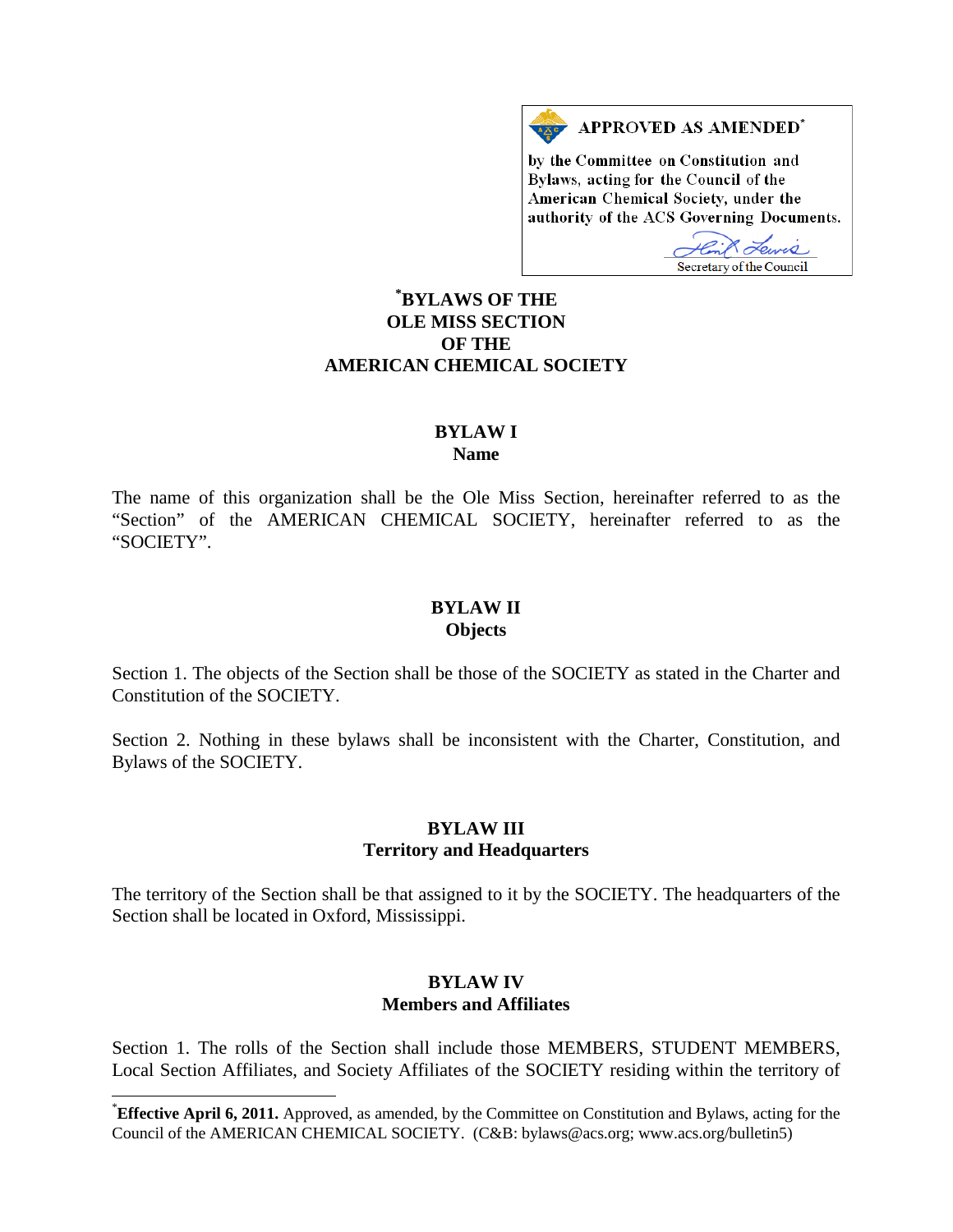**APPROVED AS AMENDED***

by the Committee on Constitution and Bylaws, acting for the Council of the American Chemical Society, under the authority of the ACS Governing Documents.

Secretary of the Council

# *BYLAWS OF THE OLE MISS SECTION OF THE AMERICAN CHEMICAL SOCIETY

## BYLAW I
### Name

The name of this organization shall be the Ole Miss Section, hereinafter referred to as the "Section" of the AMERICAN CHEMICAL SOCIETY, hereinafter referred to as the "SOCIETY".

## BYLAW II
### Objects

Section 1. The objects of the Section shall be those of the SOCIETY as stated in the Charter and Constitution of the SOCIETY.

Section 2. Nothing in these bylaws shall be inconsistent with the Charter, Constitution, and Bylaws of the SOCIETY.

## BYLAW III
### Territory and Headquarters

The territory of the Section shall be that assigned to it by the SOCIETY. The headquarters of the Section shall be located in Oxford, Mississippi.

## BYLAW IV
### Members and Affiliates

Section 1. The rolls of the Section shall include those MEMBERS, STUDENT MEMBERS, Local Section Affiliates, and Society Affiliates of the SOCIETY residing within the territory of

---

***Effective April 6, 2011.** Approved, as amended, by the Committee on Constitution and Bylaws, acting for the Council of the AMERICAN CHEMICAL SOCIETY. (C&B: bylaws@acs.org; www.acs.org/bulletin5)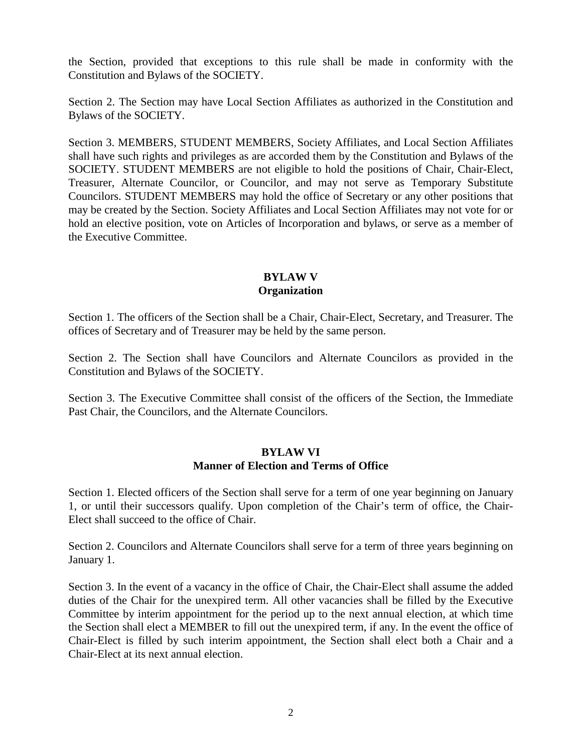the Section, provided that exceptions to this rule shall be made in conformity with the Constitution and Bylaws of the SOCIETY.

Section 2. The Section may have Local Section Affiliates as authorized in the Constitution and Bylaws of the SOCIETY.

Section 3. MEMBERS, STUDENT MEMBERS, Society Affiliates, and Local Section Affiliates shall have such rights and privileges as are accorded them by the Constitution and Bylaws of the SOCIETY. STUDENT MEMBERS are not eligible to hold the positions of Chair, Chair-Elect, Treasurer, Alternate Councilor, or Councilor, and may not serve as Temporary Substitute Councilors. STUDENT MEMBERS may hold the office of Secretary or any other positions that may be created by the Section. Society Affiliates and Local Section Affiliates may not vote for or hold an elective position, vote on Articles of Incorporation and bylaws, or serve as a member of the Executive Committee.

## BYLAW V
## Organization

Section 1. The officers of the Section shall be a Chair, Chair-Elect, Secretary, and Treasurer. The offices of Secretary and of Treasurer may be held by the same person.

Section 2. The Section shall have Councilors and Alternate Councilors as provided in the Constitution and Bylaws of the SOCIETY.

Section 3. The Executive Committee shall consist of the officers of the Section, the Immediate Past Chair, the Councilors, and the Alternate Councilors.

## BYLAW VI
## Manner of Election and Terms of Office

Section 1. Elected officers of the Section shall serve for a term of one year beginning on January 1, or until their successors qualify. Upon completion of the Chair's term of office, the Chair-Elect shall succeed to the office of Chair.

Section 2. Councilors and Alternate Councilors shall serve for a term of three years beginning on January 1.

Section 3. In the event of a vacancy in the office of Chair, the Chair-Elect shall assume the added duties of the Chair for the unexpired term. All other vacancies shall be filled by the Executive Committee by interim appointment for the period up to the next annual election, at which time the Section shall elect a MEMBER to fill out the unexpired term, if any. In the event the office of Chair-Elect is filled by such interim appointment, the Section shall elect both a Chair and a Chair-Elect at its next annual election.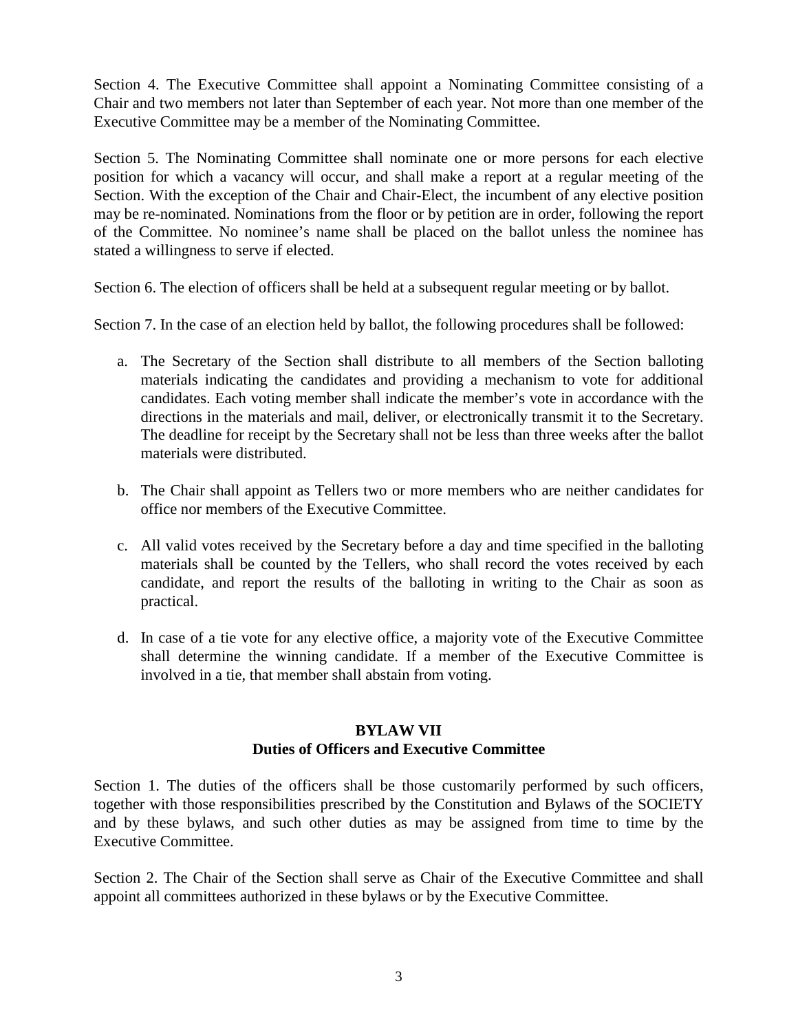Section 4. The Executive Committee shall appoint a Nominating Committee consisting of a Chair and two members not later than September of each year. Not more than one member of the Executive Committee may be a member of the Nominating Committee.

Section 5. The Nominating Committee shall nominate one or more persons for each elective position for which a vacancy will occur, and shall make a report at a regular meeting of the Section. With the exception of the Chair and Chair-Elect, the incumbent of any elective position may be re-nominated. Nominations from the floor or by petition are in order, following the report of the Committee. No nominee's name shall be placed on the ballot unless the nominee has stated a willingness to serve if elected.

Section 6. The election of officers shall be held at a subsequent regular meeting or by ballot.

Section 7. In the case of an election held by ballot, the following procedures shall be followed:

a. The Secretary of the Section shall distribute to all members of the Section balloting materials indicating the candidates and providing a mechanism to vote for additional candidates. Each voting member shall indicate the member's vote in accordance with the directions in the materials and mail, deliver, or electronically transmit it to the Secretary. The deadline for receipt by the Secretary shall not be less than three weeks after the ballot materials were distributed.

b. The Chair shall appoint as Tellers two or more members who are neither candidates for office nor members of the Executive Committee.

c. All valid votes received by the Secretary before a day and time specified in the balloting materials shall be counted by the Tellers, who shall record the votes received by each candidate, and report the results of the balloting in writing to the Chair as soon as practical.

d. In case of a tie vote for any elective office, a majority vote of the Executive Committee shall determine the winning candidate. If a member of the Executive Committee is involved in a tie, that member shall abstain from voting.

## BYLAW VII
## Duties of Officers and Executive Committee

Section 1. The duties of the officers shall be those customarily performed by such officers, together with those responsibilities prescribed by the Constitution and Bylaws of the SOCIETY and by these bylaws, and such other duties as may be assigned from time to time by the Executive Committee.

Section 2. The Chair of the Section shall serve as Chair of the Executive Committee and shall appoint all committees authorized in these bylaws or by the Executive Committee.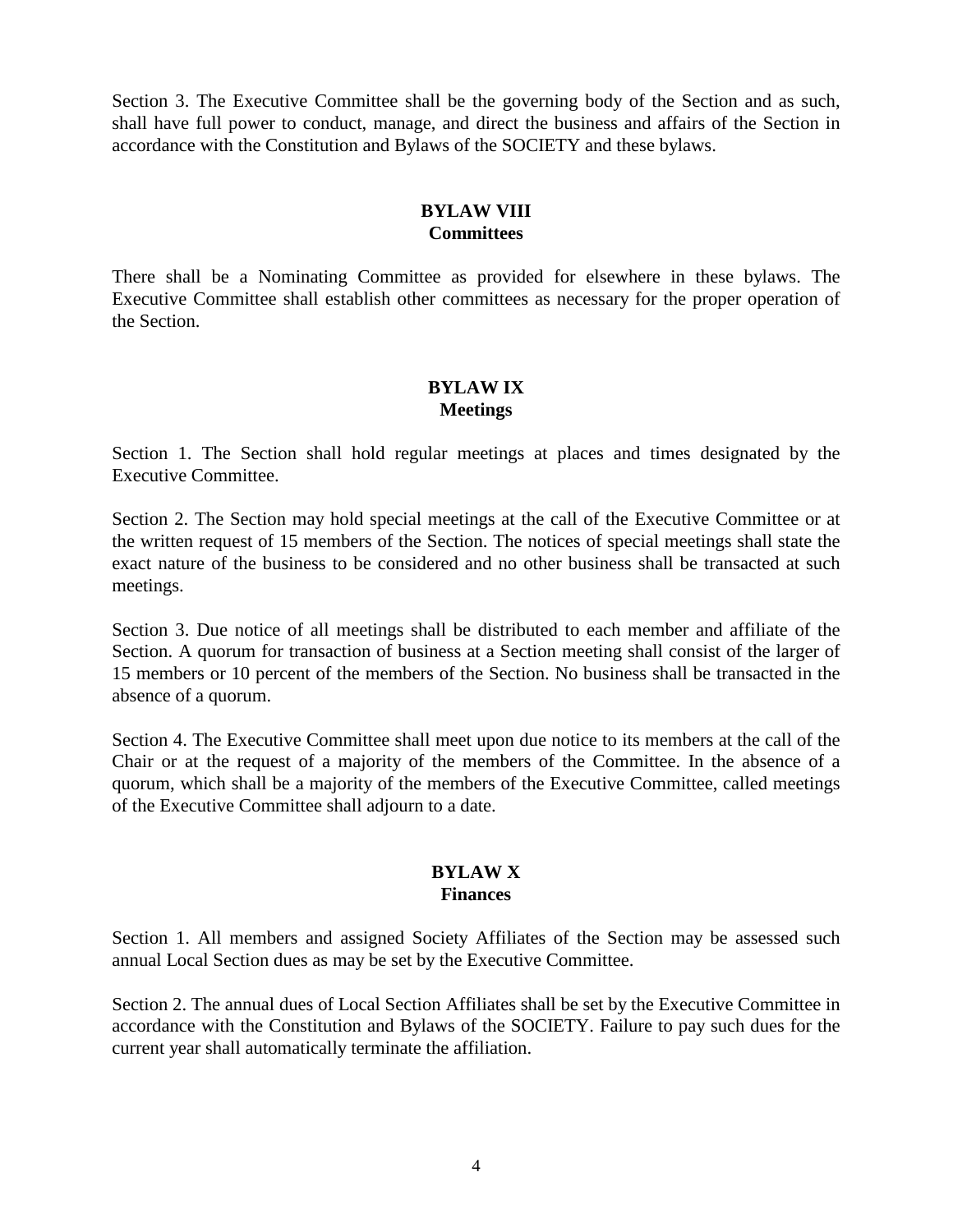Section 3. The Executive Committee shall be the governing body of the Section and as such, shall have full power to conduct, manage, and direct the business and affairs of the Section in accordance with the Constitution and Bylaws of the SOCIETY and these bylaws.

## BYLAW VIII
## Committees

There shall be a Nominating Committee as provided for elsewhere in these bylaws. The Executive Committee shall establish other committees as necessary for the proper operation of the Section.

## BYLAW IX
## Meetings

Section 1. The Section shall hold regular meetings at places and times designated by the Executive Committee.

Section 2. The Section may hold special meetings at the call of the Executive Committee or at the written request of 15 members of the Section. The notices of special meetings shall state the exact nature of the business to be considered and no other business shall be transacted at such meetings.

Section 3. Due notice of all meetings shall be distributed to each member and affiliate of the Section. A quorum for transaction of business at a Section meeting shall consist of the larger of 15 members or 10 percent of the members of the Section. No business shall be transacted in the absence of a quorum.

Section 4. The Executive Committee shall meet upon due notice to its members at the call of the Chair or at the request of a majority of the members of the Committee. In the absence of a quorum, which shall be a majority of the members of the Executive Committee, called meetings of the Executive Committee shall adjourn to a date.

## BYLAW X
## Finances

Section 1. All members and assigned Society Affiliates of the Section may be assessed such annual Local Section dues as may be set by the Executive Committee.

Section 2. The annual dues of Local Section Affiliates shall be set by the Executive Committee in accordance with the Constitution and Bylaws of the SOCIETY. Failure to pay such dues for the current year shall automatically terminate the affiliation.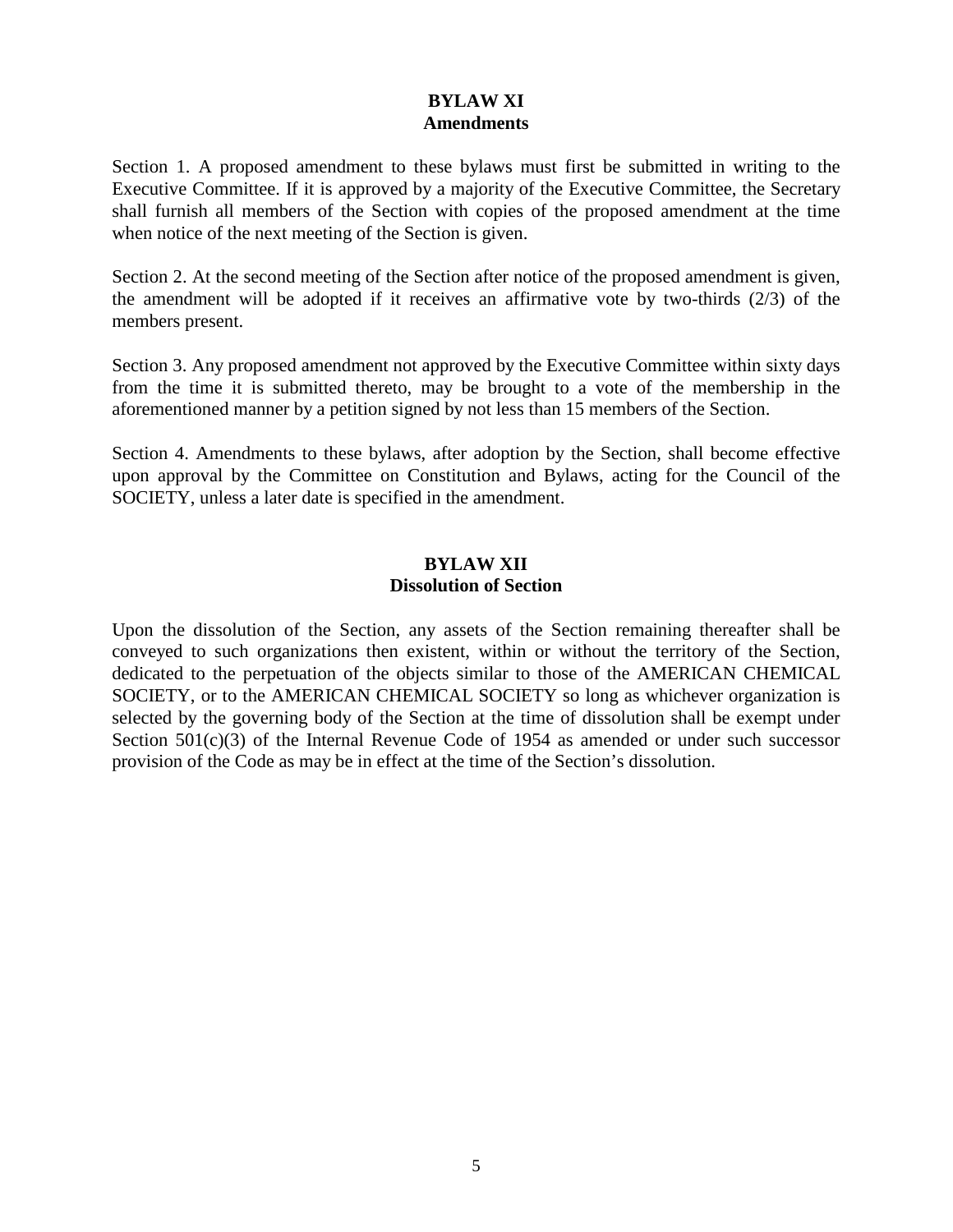## BYLAW XI
## Amendments

Section 1. A proposed amendment to these bylaws must first be submitted in writing to the Executive Committee. If it is approved by a majority of the Executive Committee, the Secretary shall furnish all members of the Section with copies of the proposed amendment at the time when notice of the next meeting of the Section is given.

Section 2. At the second meeting of the Section after notice of the proposed amendment is given, the amendment will be adopted if it receives an affirmative vote by two-thirds (2/3) of the members present.

Section 3. Any proposed amendment not approved by the Executive Committee within sixty days from the time it is submitted thereto, may be brought to a vote of the membership in the aforementioned manner by a petition signed by not less than 15 members of the Section.

Section 4. Amendments to these bylaws, after adoption by the Section, shall become effective upon approval by the Committee on Constitution and Bylaws, acting for the Council of the SOCIETY, unless a later date is specified in the amendment.

## BYLAW XII
## Dissolution of Section

Upon the dissolution of the Section, any assets of the Section remaining thereafter shall be conveyed to such organizations then existent, within or without the territory of the Section, dedicated to the perpetuation of the objects similar to those of the AMERICAN CHEMICAL SOCIETY, or to the AMERICAN CHEMICAL SOCIETY so long as whichever organization is selected by the governing body of the Section at the time of dissolution shall be exempt under Section 501(c)(3) of the Internal Revenue Code of 1954 as amended or under such successor provision of the Code as may be in effect at the time of the Section's dissolution.